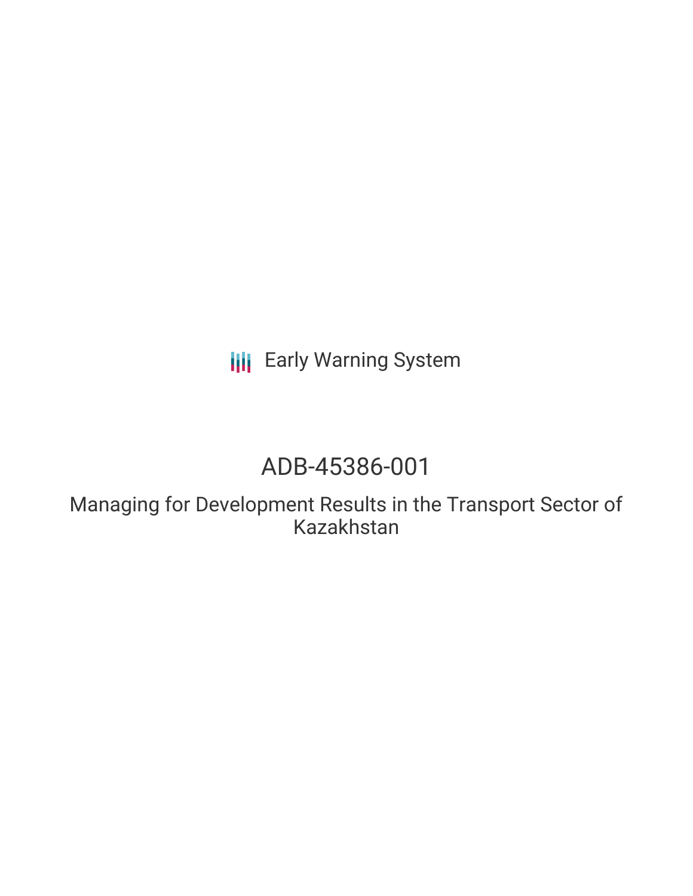Early Warning System

# ADB-45386-001

## Managing for Development Results in the Transport Sector of Kazakhstan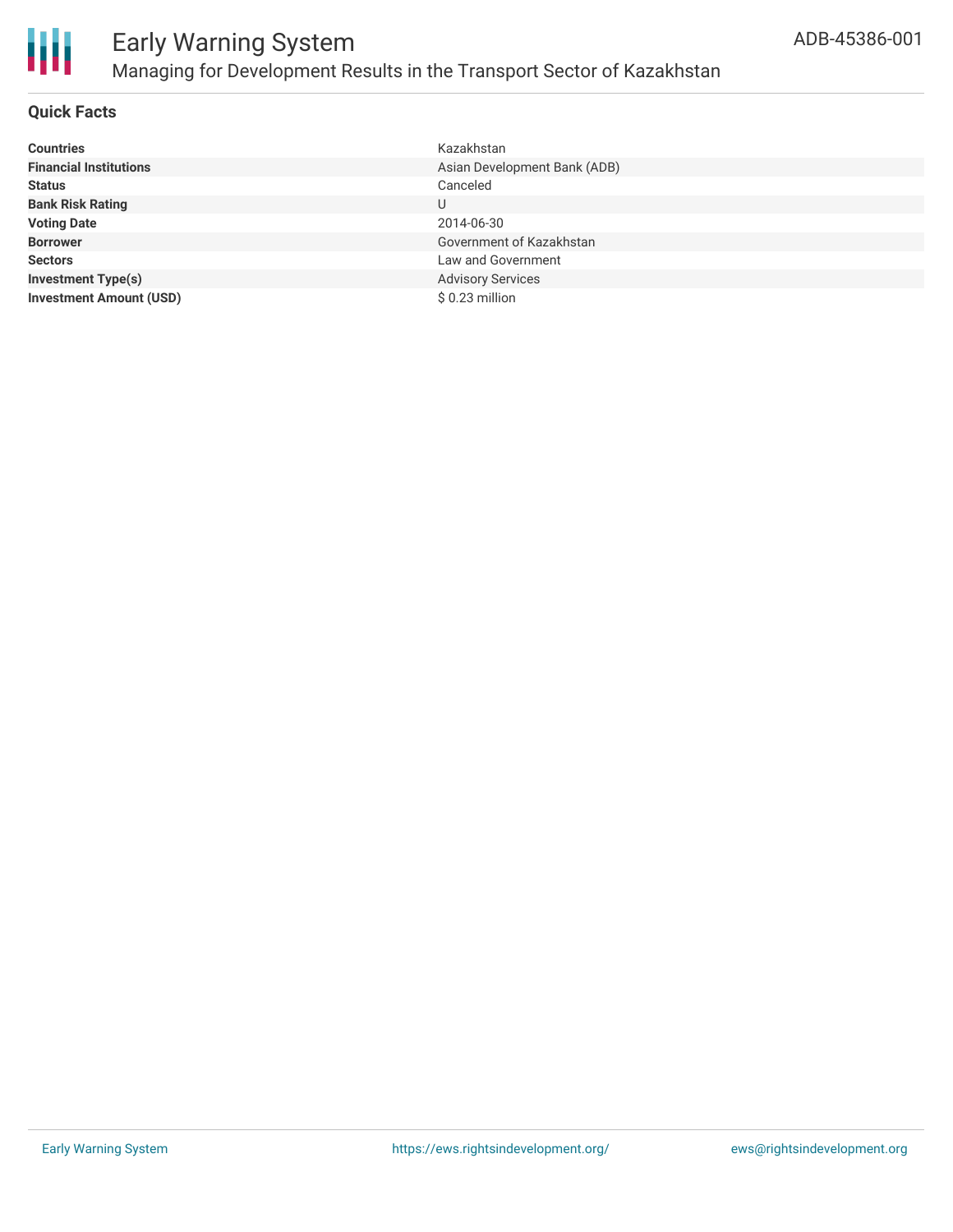# Early Warning System

## Managing for Development Results in the Transport Sector of Kazakhstan

ADB-45386-001

### Quick Facts

| | |
|---|---|
| **Countries** | Kazakhstan |
| **Financial Institutions** | Asian Development Bank (ADB) |
| **Status** | Canceled |
| **Bank Risk Rating** | U |
| **Voting Date** | 2014-06-30 |
| **Borrower** | Government of Kazakhstan |
| **Sectors** | Law and Government |
| **Investment Type(s)** | Advisory Services |
| **Investment Amount (USD)** | $ 0.23 million |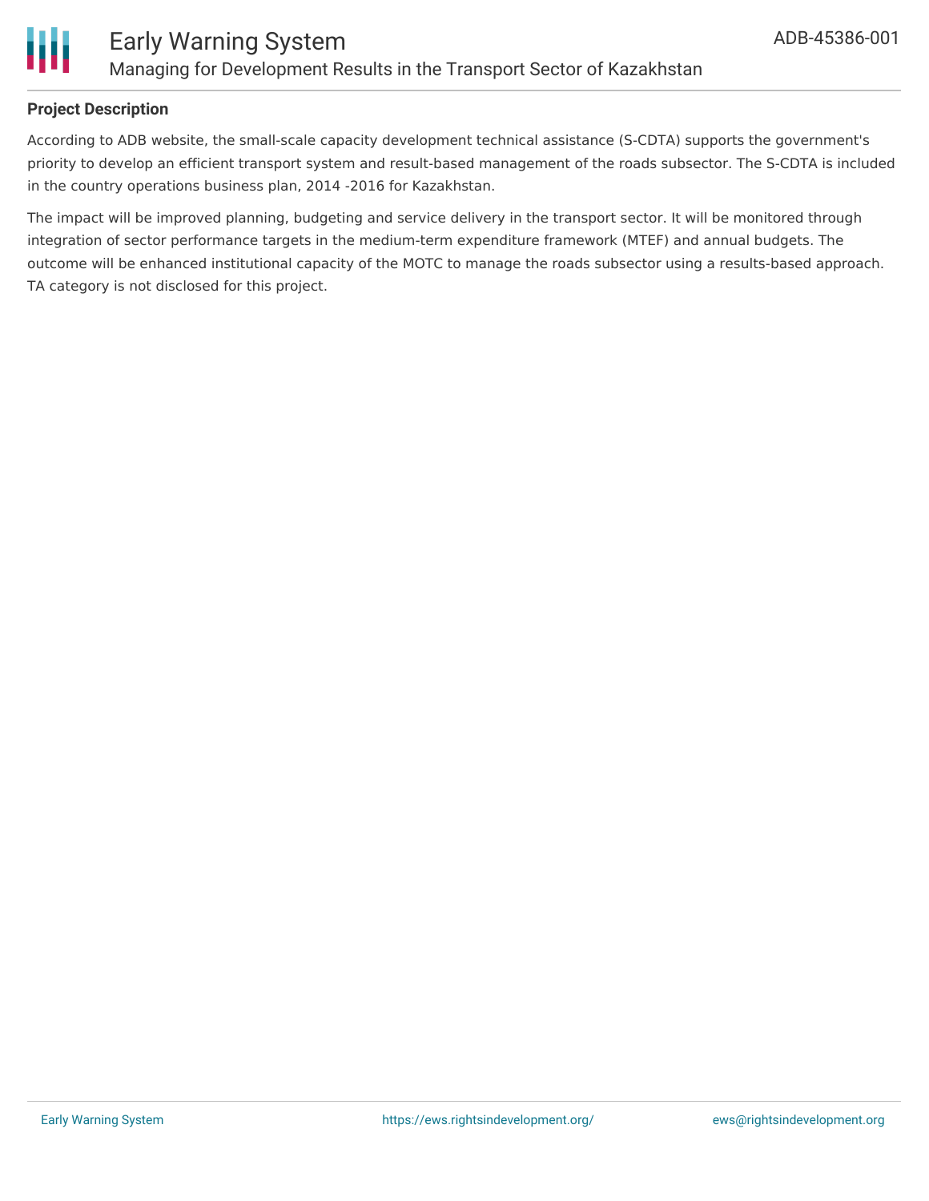## Project Description

According to ADB website, the small-scale capacity development technical assistance (S-CDTA) supports the government's priority to develop an efficient transport system and result-based management of the roads subsector. The S-CDTA is included in the country operations business plan, 2014 -2016 for Kazakhstan.

The impact will be improved planning, budgeting and service delivery in the transport sector. It will be monitored through integration of sector performance targets in the medium-term expenditure framework (MTEF) and annual budgets. The outcome will be enhanced institutional capacity of the MOTC to manage the roads subsector using a results-based approach. TA category is not disclosed for this project.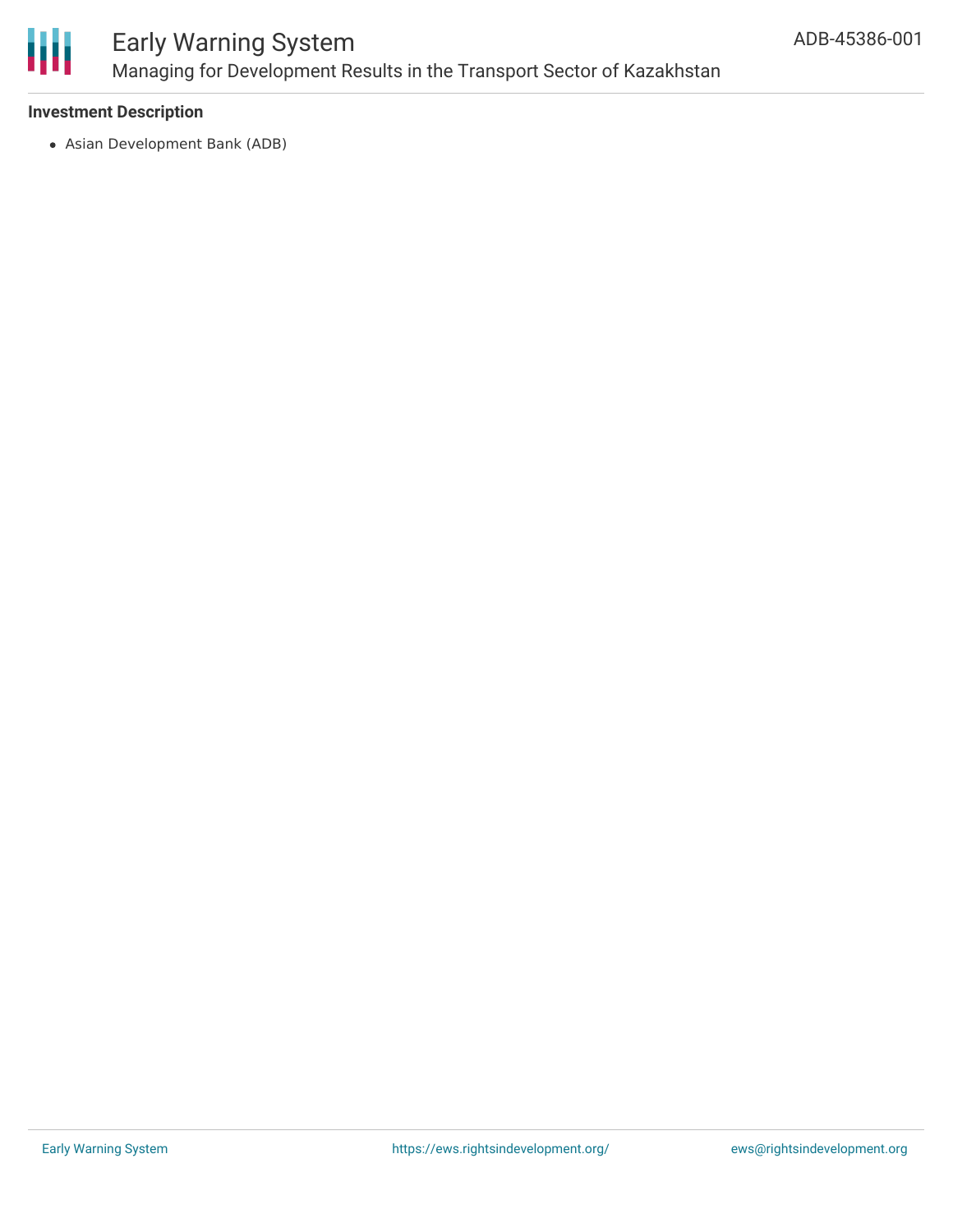**Investment Description**

- Asian Development Bank (ADB)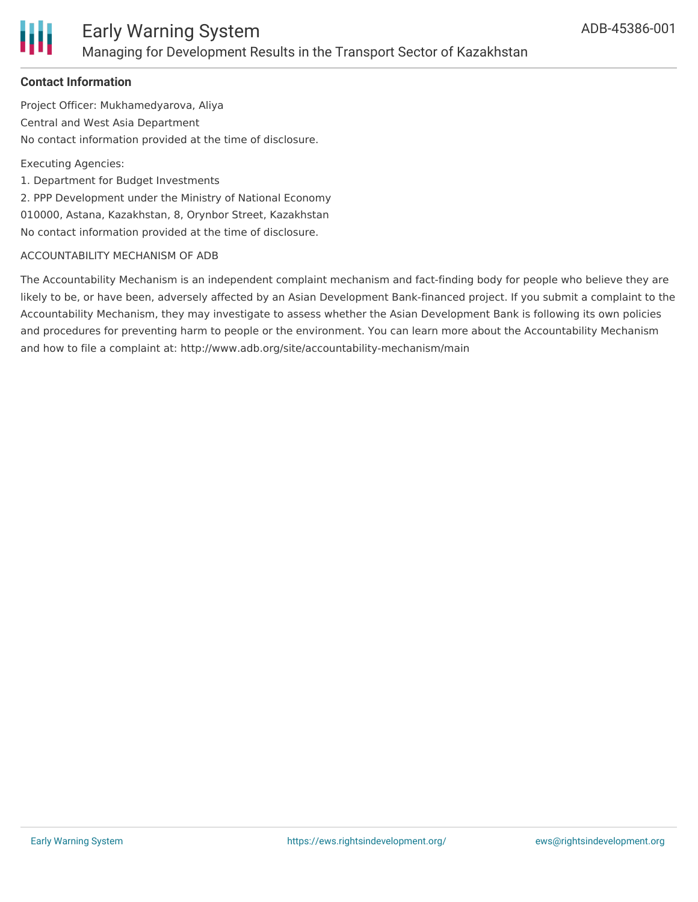## Contact Information

Project Officer: Mukhamedyarova, Aliya

Central and West Asia Department

No contact information provided at the time of disclosure.

Executing Agencies:

1. Department for Budget Investments
2. PPP Development under the Ministry of National Economy

010000, Astana, Kazakhstan, 8, Orynbor Street, Kazakhstan

No contact information provided at the time of disclosure.

ACCOUNTABILITY MECHANISM OF ADB

The Accountability Mechanism is an independent complaint mechanism and fact-finding body for people who believe they are likely to be, or have been, adversely affected by an Asian Development Bank-financed project. If you submit a complaint to the Accountability Mechanism, they may investigate to assess whether the Asian Development Bank is following its own policies and procedures for preventing harm to people or the environment. You can learn more about the Accountability Mechanism and how to file a complaint at: http://www.adb.org/site/accountability-mechanism/main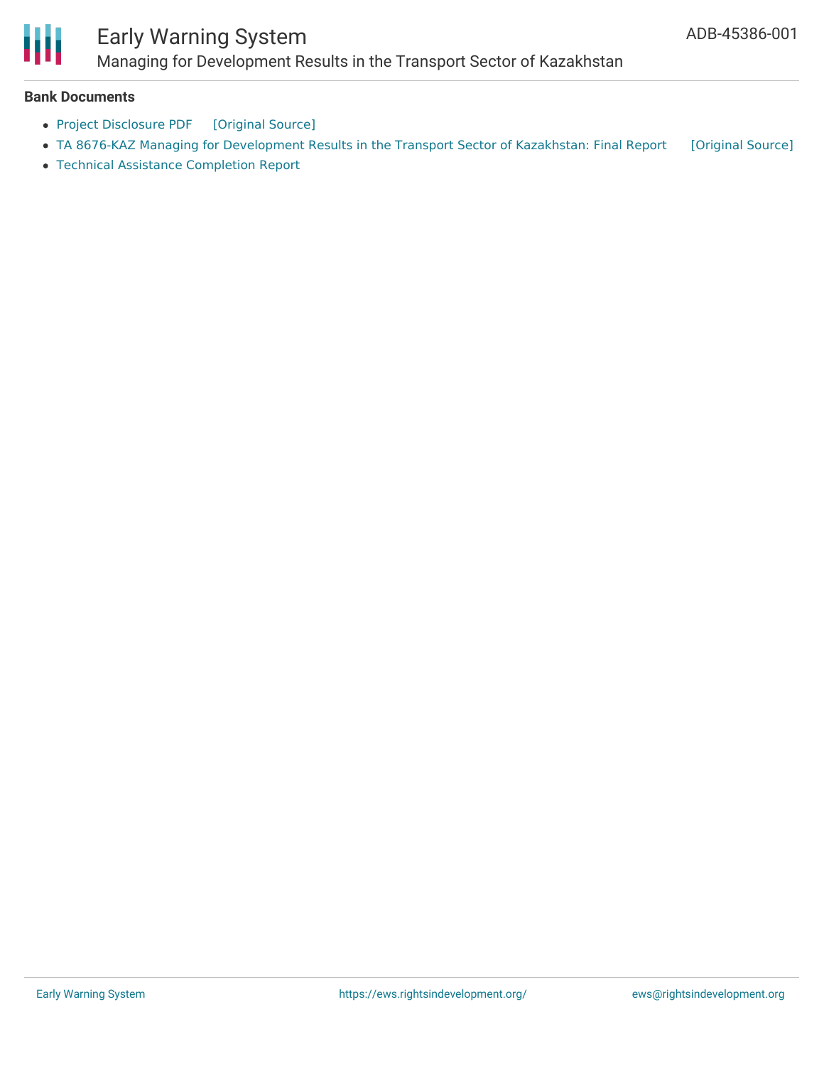**Bank Documents**

- Project Disclosure PDF [Original Source]
- TA 8676-KAZ Managing for Development Results in the Transport Sector of Kazakhstan: Final Report [Original Source]
- Technical Assistance Completion Report